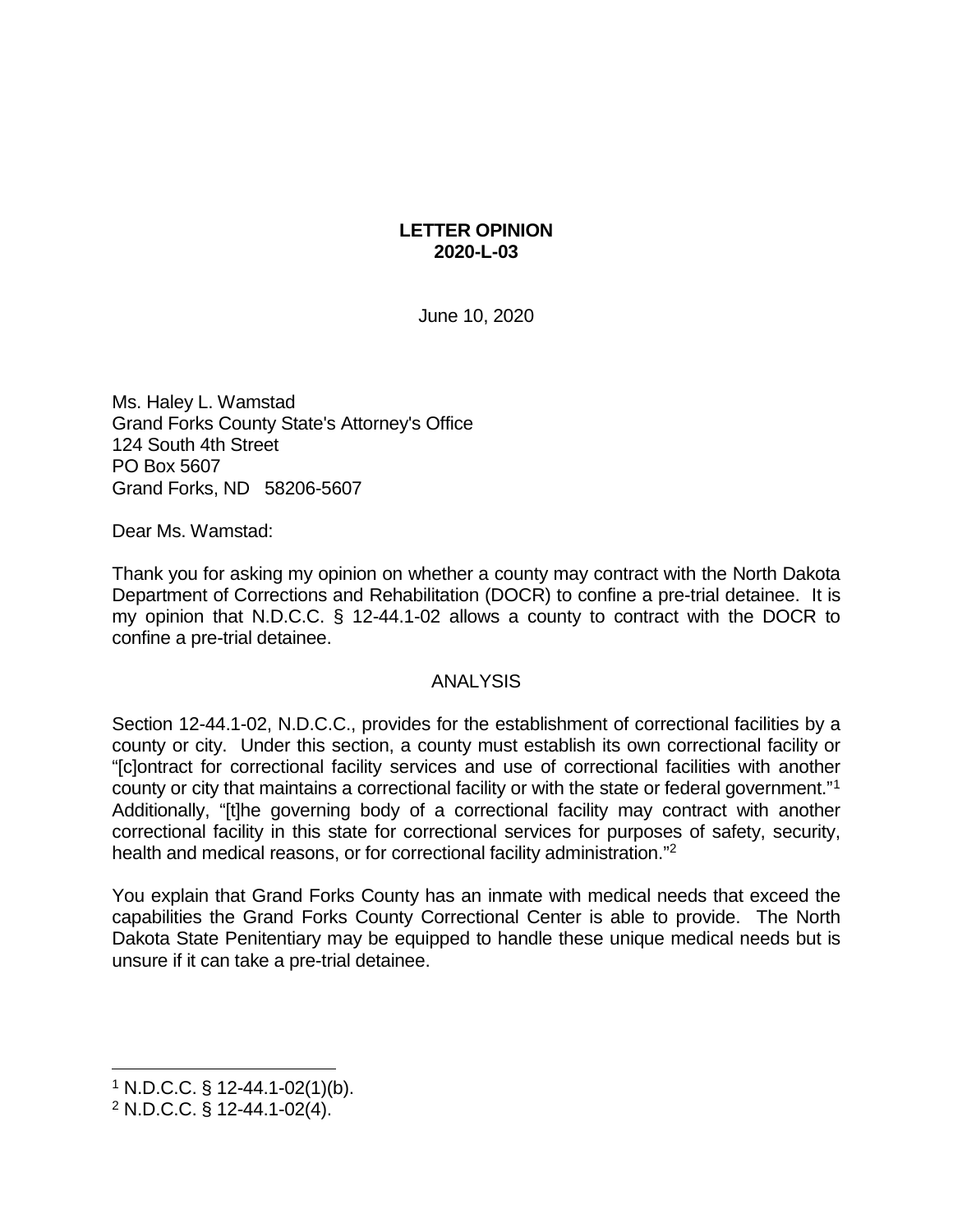**LETTER OPINION**
**2020-L-03**

June 10, 2020

Ms. Haley L. Wamstad
Grand Forks County State's Attorney's Office
124 South 4th Street
PO Box 5607
Grand Forks, ND 58206-5607

Dear Ms. Wamstad:

Thank you for asking my opinion on whether a county may contract with the North Dakota Department of Corrections and Rehabilitation (DOCR) to confine a pre-trial detainee. It is my opinion that N.D.C.C. § 12-44.1-02 allows a county to contract with the DOCR to confine a pre-trial detainee.

## ANALYSIS

Section 12-44.1-02, N.D.C.C., provides for the establishment of correctional facilities by a county or city. Under this section, a county must establish its own correctional facility or "[c]ontract for correctional facility services and use of correctional facilities with another county or city that maintains a correctional facility or with the state or federal government."[1] Additionally, "[t]he governing body of a correctional facility may contract with another correctional facility in this state for correctional services for purposes of safety, security, health and medical reasons, or for correctional facility administration."[2]

You explain that Grand Forks County has an inmate with medical needs that exceed the capabilities the Grand Forks County Correctional Center is able to provide. The North Dakota State Penitentiary may be equipped to handle these unique medical needs but is unsure if it can take a pre-trial detainee.

---

[1] N.D.C.C. § 12-44.1-02(1)(b).
[2] N.D.C.C. § 12-44.1-02(4).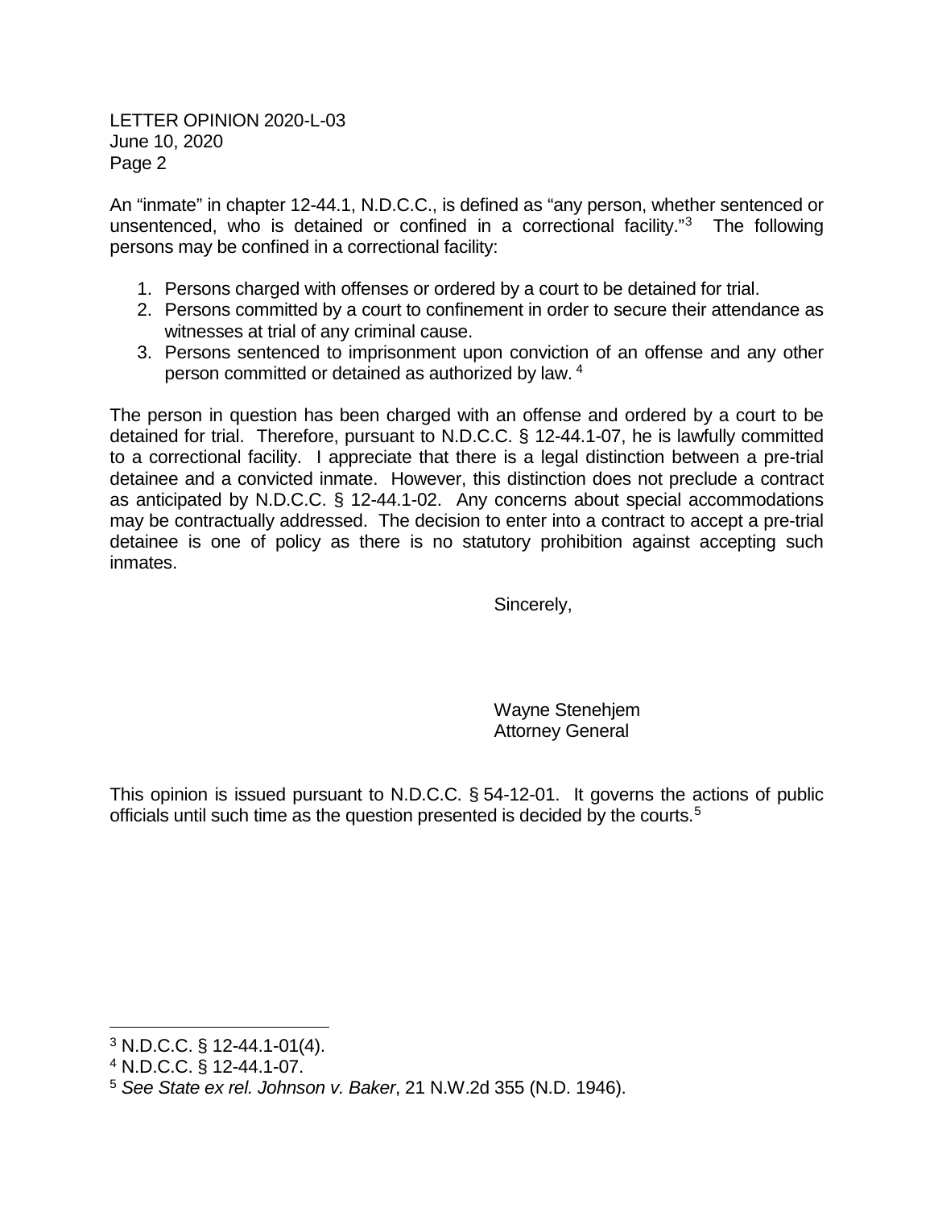An "inmate" in chapter 12-44.1, N.D.C.C., is defined as "any person, whether sentenced or unsentenced, who is detained or confined in a correctional facility."[3] The following persons may be confined in a correctional facility:

1. Persons charged with offenses or ordered by a court to be detained for trial.
2. Persons committed by a court to confinement in order to secure their attendance as witnesses at trial of any criminal cause.
3. Persons sentenced to imprisonment upon conviction of an offense and any other person committed or detained as authorized by law. [4]

The person in question has been charged with an offense and ordered by a court to be detained for trial. Therefore, pursuant to N.D.C.C. § 12-44.1-07, he is lawfully committed to a correctional facility. I appreciate that there is a legal distinction between a pre-trial detainee and a convicted inmate. However, this distinction does not preclude a contract as anticipated by N.D.C.C. § 12-44.1-02. Any concerns about special accommodations may be contractually addressed. The decision to enter into a contract to accept a pre-trial detainee is one of policy as there is no statutory prohibition against accepting such inmates.

Sincerely,

Wayne Stenehjem
Attorney General

This opinion is issued pursuant to N.D.C.C. § 54-12-01. It governs the actions of public officials until such time as the question presented is decided by the courts.[5]

---

[3] N.D.C.C. § 12-44.1-01(4).

[4] N.D.C.C. § 12-44.1-07.

[5] *See State ex rel. Johnson v. Baker*, 21 N.W.2d 355 (N.D. 1946).